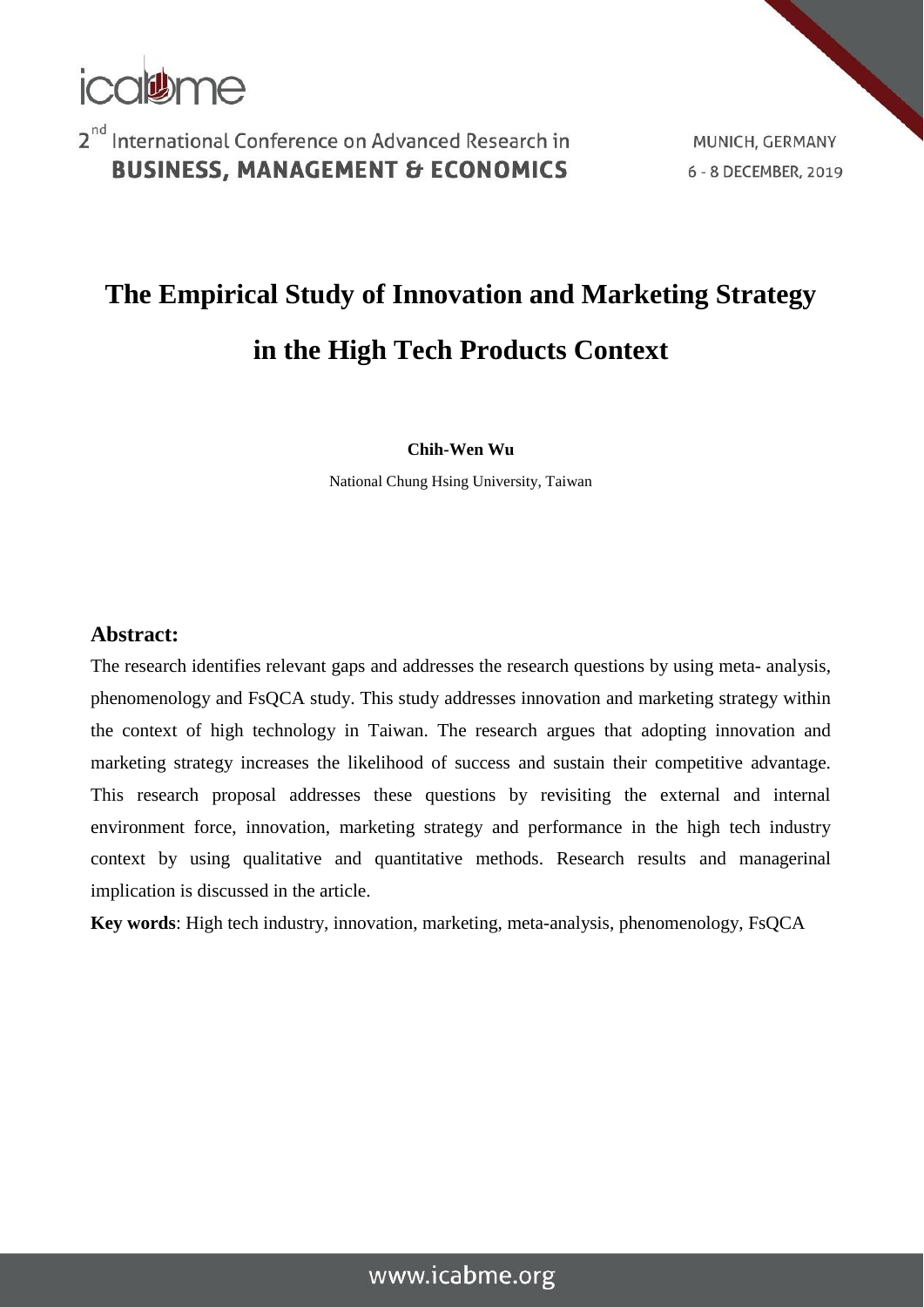# The Empirical Study of Innovation and Marketing Strategy in the High Tech Products Context

**Chih-Wen Wu**

National Chung Hsing University, Taiwan

## Abstract:

The research identifies relevant gaps and addresses the research questions by using meta- analysis, phenomenology and FsQCA study. This study addresses innovation and marketing strategy within the context of high technology in Taiwan. The research argues that adopting innovation and marketing strategy increases the likelihood of success and sustain their competitive advantage. This research proposal addresses these questions by revisiting the external and internal environment force, innovation, marketing strategy and performance in the high tech industry context by using qualitative and quantitative methods. Research results and managerinal implication is discussed in the article.

**Key words**: High tech industry, innovation, marketing, meta-analysis, phenomenology, FsQCA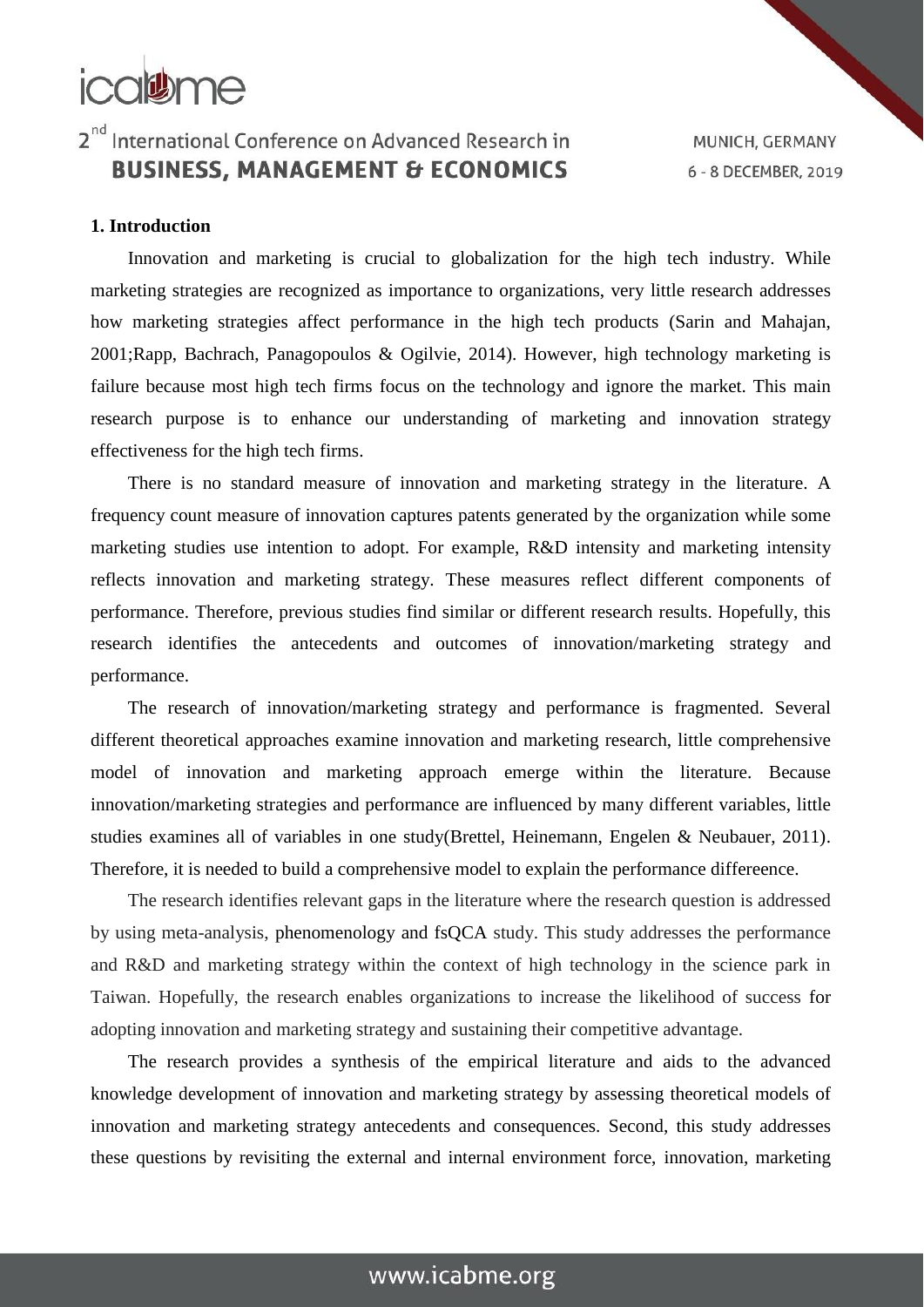## 1. Introduction

Innovation and marketing is crucial to globalization for the high tech industry. While marketing strategies are recognized as importance to organizations, very little research addresses how marketing strategies affect performance in the high tech products (Sarin and Mahajan, 2001;Rapp, Bachrach, Panagopoulos & Ogilvie, 2014). However, high technology marketing is failure because most high tech firms focus on the technology and ignore the market. This main research purpose is to enhance our understanding of marketing and innovation strategy effectiveness for the high tech firms.

There is no standard measure of innovation and marketing strategy in the literature. A frequency count measure of innovation captures patents generated by the organization while some marketing studies use intention to adopt. For example, R&D intensity and marketing intensity reflects innovation and marketing strategy. These measures reflect different components of performance. Therefore, previous studies find similar or different research results. Hopefully, this research identifies the antecedents and outcomes of innovation/marketing strategy and performance.

The research of innovation/marketing strategy and performance is fragmented. Several different theoretical approaches examine innovation and marketing research, little comprehensive model of innovation and marketing approach emerge within the literature. Because innovation/marketing strategies and performance are influenced by many different variables, little studies examines all of variables in one study(Brettel, Heinemann, Engelen & Neubauer, 2011). Therefore, it is needed to build a comprehensive model to explain the performance differeence.

The research identifies relevant gaps in the literature where the research question is addressed by using meta-analysis, phenomenology and fsQCA study. This study addresses the performance and R&D and marketing strategy within the context of high technology in the science park in Taiwan. Hopefully, the research enables organizations to increase the likelihood of success for adopting innovation and marketing strategy and sustaining their competitive advantage.

The research provides a synthesis of the empirical literature and aids to the advanced knowledge development of innovation and marketing strategy by assessing theoretical models of innovation and marketing strategy antecedents and consequences. Second, this study addresses these questions by revisiting the external and internal environment force, innovation, marketing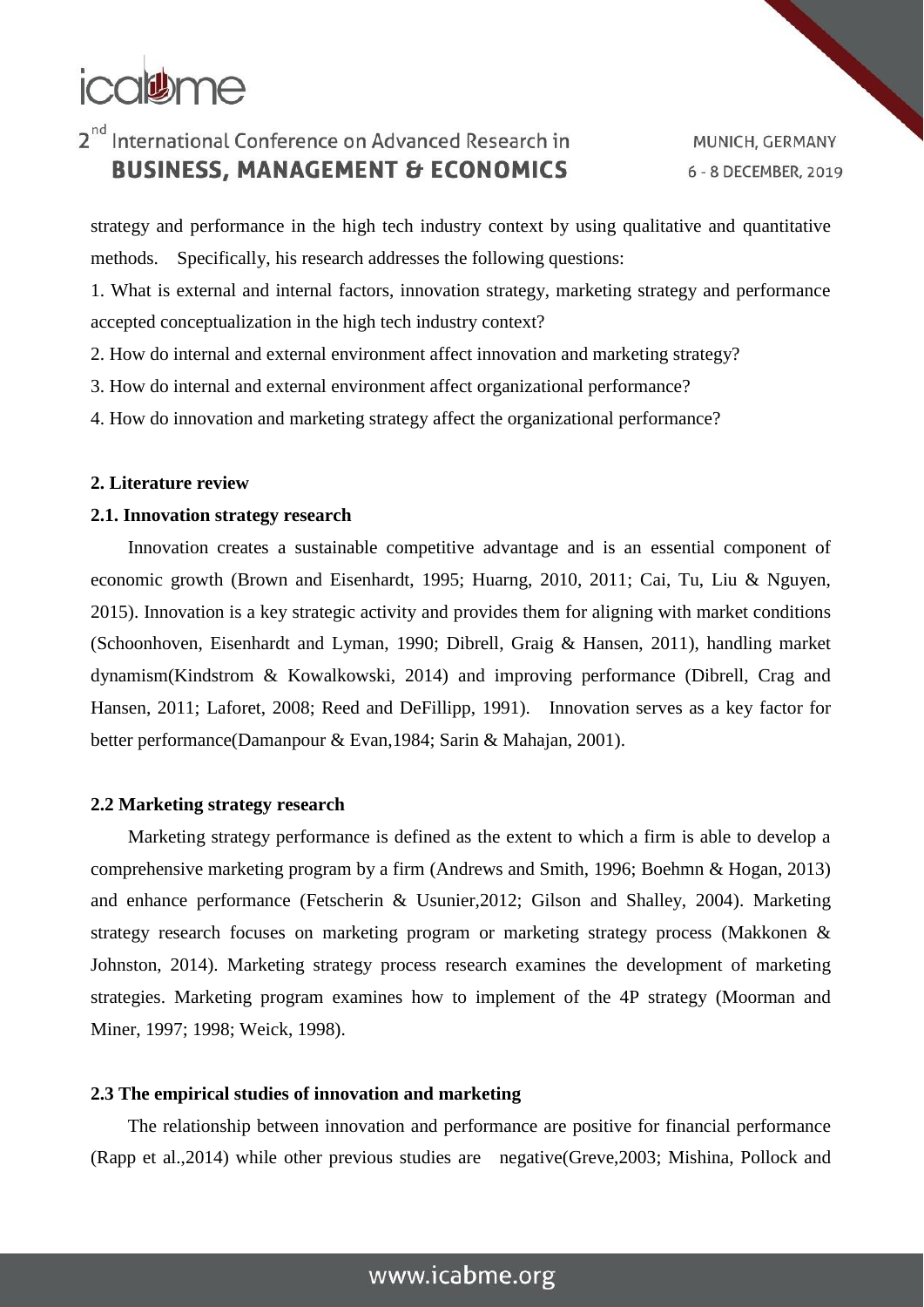strategy and performance in the high tech industry context by using qualitative and quantitative methods. Specifically, his research addresses the following questions:

1. What is external and internal factors, innovation strategy, marketing strategy and performance accepted conceptualization in the high tech industry context?
2. How do internal and external environment affect innovation and marketing strategy?
3. How do internal and external environment affect organizational performance?
4. How do innovation and marketing strategy affect the organizational performance?

## 2. Literature review

### 2.1. Innovation strategy research

Innovation creates a sustainable competitive advantage and is an essential component of economic growth (Brown and Eisenhardt, 1995; Huarng, 2010, 2011; Cai, Tu, Liu & Nguyen, 2015). Innovation is a key strategic activity and provides them for aligning with market conditions (Schoonhoven, Eisenhardt and Lyman, 1990; Dibrell, Graig & Hansen, 2011), handling market dynamism(Kindstrom & Kowalkowski, 2014) and improving performance (Dibrell, Crag and Hansen, 2011; Laforet, 2008; Reed and DeFillipp, 1991). Innovation serves as a key factor for better performance(Damanpour & Evan,1984; Sarin & Mahajan, 2001).

### 2.2 Marketing strategy research

Marketing strategy performance is defined as the extent to which a firm is able to develop a comprehensive marketing program by a firm (Andrews and Smith, 1996; Boehmn & Hogan, 2013) and enhance performance (Fetscherin & Usunier,2012; Gilson and Shalley, 2004). Marketing strategy research focuses on marketing program or marketing strategy process (Makkonen & Johnston, 2014). Marketing strategy process research examines the development of marketing strategies. Marketing program examines how to implement of the 4P strategy (Moorman and Miner, 1997; 1998; Weick, 1998).

### 2.3 The empirical studies of innovation and marketing

The relationship between innovation and performance are positive for financial performance (Rapp et al.,2014) while other previous studies are negative(Greve,2003; Mishina, Pollock and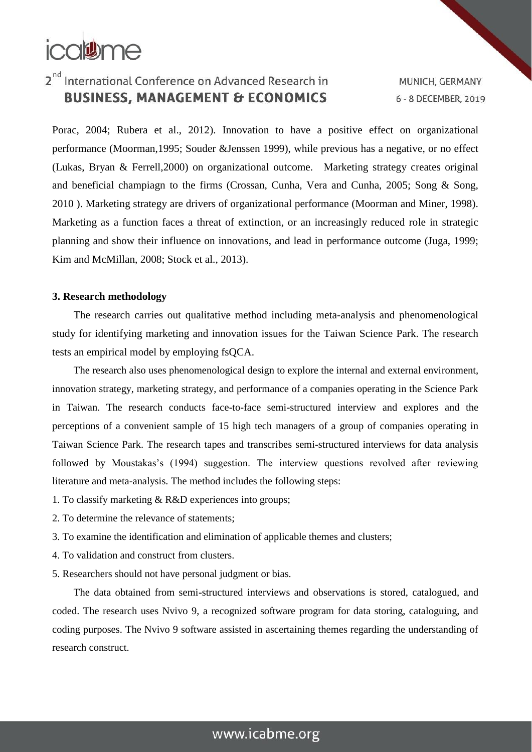Porac, 2004; Rubera et al., 2012). Innovation to have a positive effect on organizational performance (Moorman,1995; Souder &Jenssen 1999), while previous has a negative, or no effect (Lukas, Bryan & Ferrell,2000) on organizational outcome. Marketing strategy creates original and beneficial champiagn to the firms (Crossan, Cunha, Vera and Cunha, 2005; Song & Song, 2010 ). Marketing strategy are drivers of organizational performance (Moorman and Miner, 1998). Marketing as a function faces a threat of extinction, or an increasingly reduced role in strategic planning and show their influence on innovations, and lead in performance outcome (Juga, 1999; Kim and McMillan, 2008; Stock et al., 2013).

### 3. Research methodology

The research carries out qualitative method including meta-analysis and phenomenological study for identifying marketing and innovation issues for the Taiwan Science Park. The research tests an empirical model by employing fsQCA.

The research also uses phenomenological design to explore the internal and external environment, innovation strategy, marketing strategy, and performance of a companies operating in the Science Park in Taiwan. The research conducts face-to-face semi-structured interview and explores and the perceptions of a convenient sample of 15 high tech managers of a group of companies operating in Taiwan Science Park. The research tapes and transcribes semi-structured interviews for data analysis followed by Moustakas's (1994) suggestion. The interview questions revolved after reviewing literature and meta-analysis. The method includes the following steps:

1. To classify marketing & R&D experiences into groups;
2. To determine the relevance of statements;
3. To examine the identification and elimination of applicable themes and clusters;
4. To validation and construct from clusters.
5. Researchers should not have personal judgment or bias.

The data obtained from semi-structured interviews and observations is stored, catalogued, and coded. The research uses Nvivo 9, a recognized software program for data storing, cataloguing, and coding purposes. The Nvivo 9 software assisted in ascertaining themes regarding the understanding of research construct.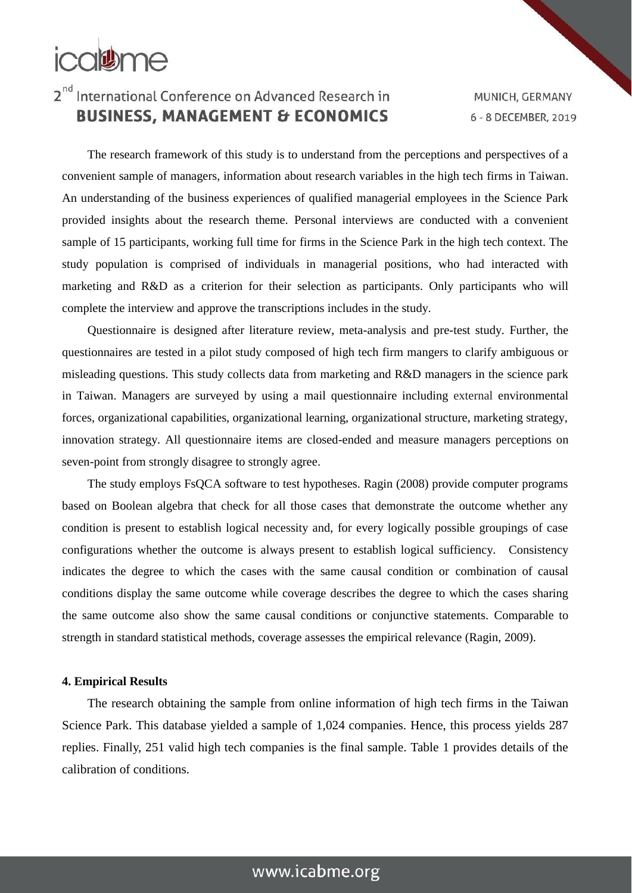The research framework of this study is to understand from the perceptions and perspectives of a convenient sample of managers, information about research variables in the high tech firms in Taiwan. An understanding of the business experiences of qualified managerial employees in the Science Park provided insights about the research theme. Personal interviews are conducted with a convenient sample of 15 participants, working full time for firms in the Science Park in the high tech context. The study population is comprised of individuals in managerial positions, who had interacted with marketing and R&D as a criterion for their selection as participants. Only participants who will complete the interview and approve the transcriptions includes in the study.

Questionnaire is designed after literature review, meta-analysis and pre-test study. Further, the questionnaires are tested in a pilot study composed of high tech firm mangers to clarify ambiguous or misleading questions. This study collects data from marketing and R&D managers in the science park in Taiwan. Managers are surveyed by using a mail questionnaire including external environmental forces, organizational capabilities, organizational learning, organizational structure, marketing strategy, innovation strategy. All questionnaire items are closed-ended and measure managers perceptions on seven-point from strongly disagree to strongly agree.

The study employs FsQCA software to test hypotheses. Ragin (2008) provide computer programs based on Boolean algebra that check for all those cases that demonstrate the outcome whether any condition is present to establish logical necessity and, for every logically possible groupings of case configurations whether the outcome is always present to establish logical sufficiency. Consistency indicates the degree to which the cases with the same causal condition or combination of causal conditions display the same outcome while coverage describes the degree to which the cases sharing the same outcome also show the same causal conditions or conjunctive statements. Comparable to strength in standard statistical methods, coverage assesses the empirical relevance (Ragin, 2009).

**4. Empirical Results**

The research obtaining the sample from online information of high tech firms in the Taiwan Science Park. This database yielded a sample of 1,024 companies. Hence, this process yields 287 replies. Finally, 251 valid high tech companies is the final sample. Table 1 provides details of the calibration of conditions.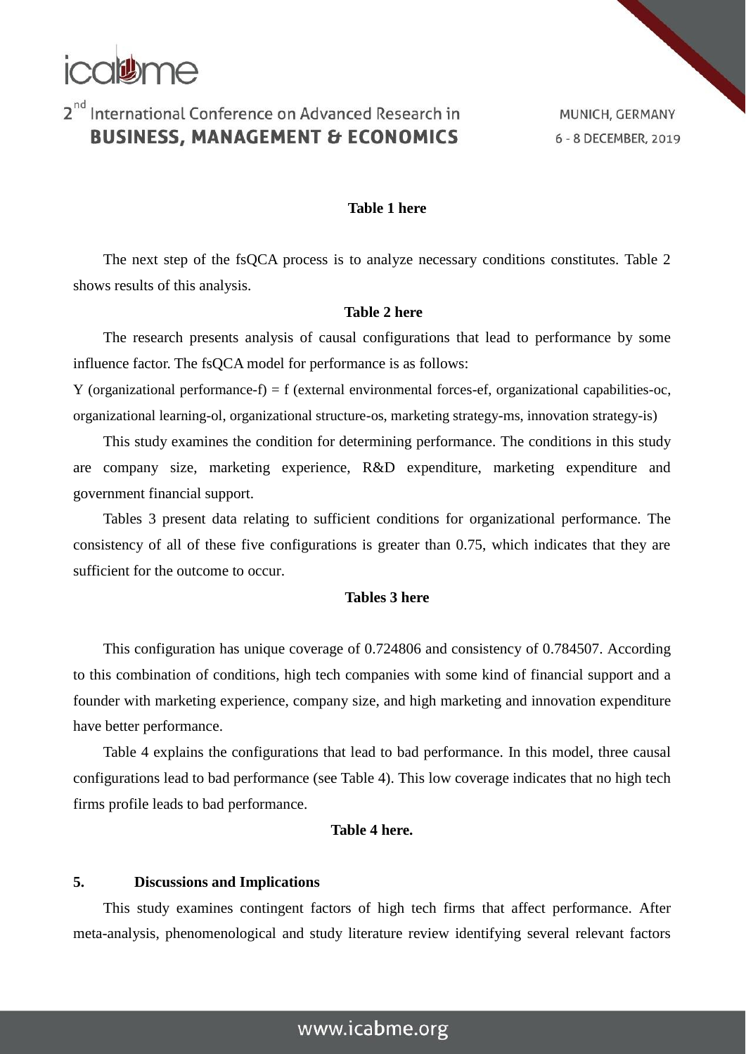**Table 1 here**

The next step of the fsQCA process is to analyze necessary conditions constitutes. Table 2 shows results of this analysis.

**Table 2 here**

The research presents analysis of causal configurations that lead to performance by some influence factor. The fsQCA model for performance is as follows:

Y (organizational performance-f) = f (external environmental forces-ef, organizational capabilities-oc, organizational learning-ol, organizational structure-os, marketing strategy-ms, innovation strategy-is)

This study examines the condition for determining performance. The conditions in this study are company size, marketing experience, R&D expenditure, marketing expenditure and government financial support.

Tables 3 present data relating to sufficient conditions for organizational performance. The consistency of all of these five configurations is greater than 0.75, which indicates that they are sufficient for the outcome to occur.

**Tables 3 here**

This configuration has unique coverage of 0.724806 and consistency of 0.784507. According to this combination of conditions, high tech companies with some kind of financial support and a founder with marketing experience, company size, and high marketing and innovation expenditure have better performance.

Table 4 explains the configurations that lead to bad performance. In this model, three causal configurations lead to bad performance (see Table 4). This low coverage indicates that no high tech firms profile leads to bad performance.

**Table 4 here.**

## 5. Discussions and Implications

This study examines contingent factors of high tech firms that affect performance. After meta-analysis, phenomenological and study literature review identifying several relevant factors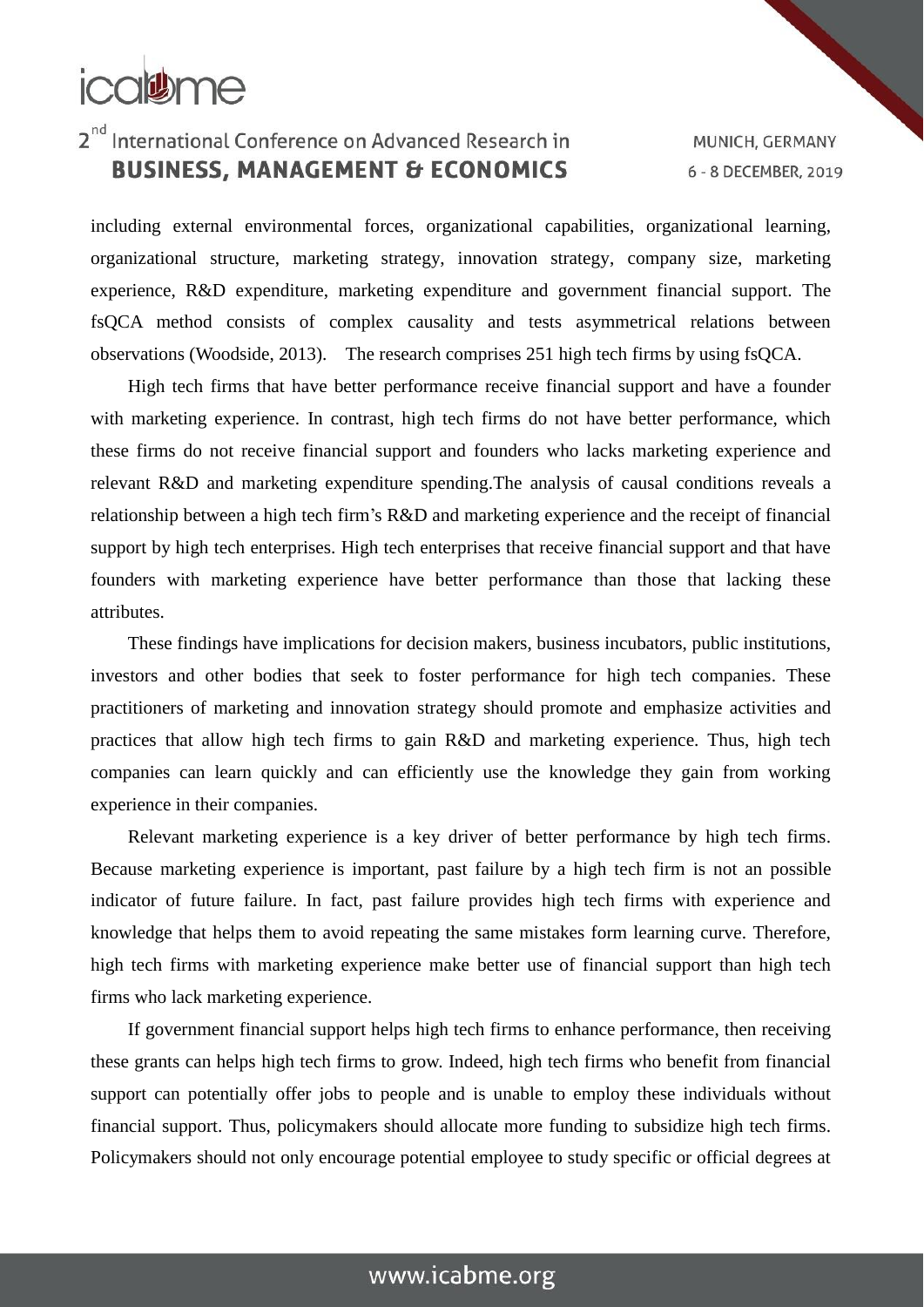including external environmental forces, organizational capabilities, organizational learning, organizational structure, marketing strategy, innovation strategy, company size, marketing experience, R&D expenditure, marketing expenditure and government financial support. The fsQCA method consists of complex causality and tests asymmetrical relations between observations (Woodside, 2013). The research comprises 251 high tech firms by using fsQCA.

High tech firms that have better performance receive financial support and have a founder with marketing experience. In contrast, high tech firms do not have better performance, which these firms do not receive financial support and founders who lacks marketing experience and relevant R&D and marketing expenditure spending.The analysis of causal conditions reveals a relationship between a high tech firm's R&D and marketing experience and the receipt of financial support by high tech enterprises. High tech enterprises that receive financial support and that have founders with marketing experience have better performance than those that lacking these attributes.

These findings have implications for decision makers, business incubators, public institutions, investors and other bodies that seek to foster performance for high tech companies. These practitioners of marketing and innovation strategy should promote and emphasize activities and practices that allow high tech firms to gain R&D and marketing experience. Thus, high tech companies can learn quickly and can efficiently use the knowledge they gain from working experience in their companies.

Relevant marketing experience is a key driver of better performance by high tech firms. Because marketing experience is important, past failure by a high tech firm is not an possible indicator of future failure. In fact, past failure provides high tech firms with experience and knowledge that helps them to avoid repeating the same mistakes form learning curve. Therefore, high tech firms with marketing experience make better use of financial support than high tech firms who lack marketing experience.

If government financial support helps high tech firms to enhance performance, then receiving these grants can helps high tech firms to grow. Indeed, high tech firms who benefit from financial support can potentially offer jobs to people and is unable to employ these individuals without financial support. Thus, policymakers should allocate more funding to subsidize high tech firms. Policymakers should not only encourage potential employee to study specific or official degrees at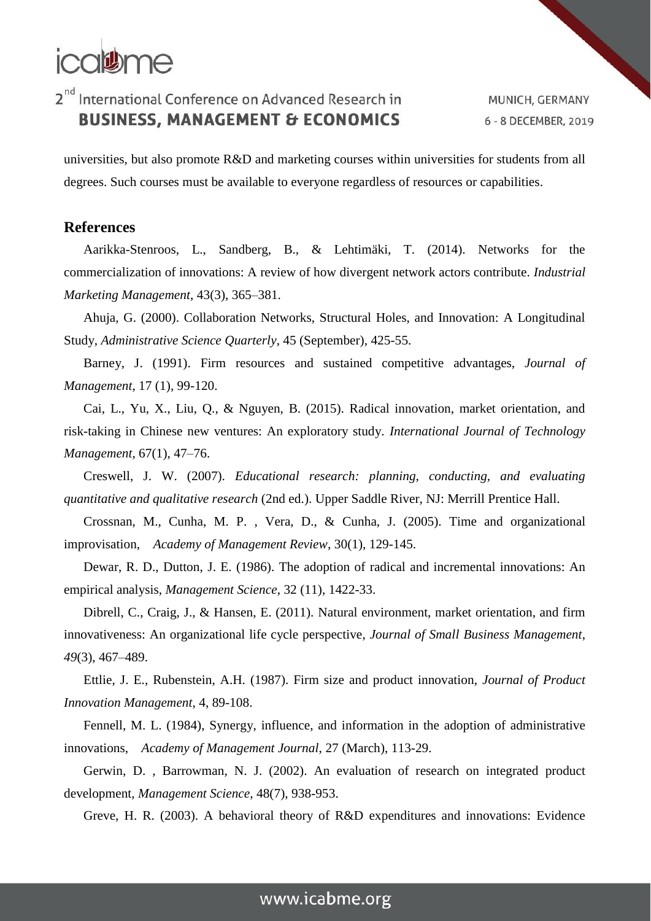universities, but also promote R&D and marketing courses within universities for students from all degrees. Such courses must be available to everyone regardless of resources or capabilities.

## References

Aarikka-Stenroos, L., Sandberg, B., & Lehtimäki, T. (2014). Networks for the commercialization of innovations: A review of how divergent network actors contribute. *Industrial Marketing Management*, 43(3), 365–381.

Ahuja, G. (2000). Collaboration Networks, Structural Holes, and Innovation: A Longitudinal Study, *Administrative Science Quarterly*, 45 (September), 425-55.

Barney, J. (1991). Firm resources and sustained competitive advantages, *Journal of Management*, 17 (1), 99-120.

Cai, L., Yu, X., Liu, Q., & Nguyen, B. (2015). Radical innovation, market orientation, and risk-taking in Chinese new ventures: An exploratory study. *International Journal of Technology Management*, 67(1), 47–76.

Creswell, J. W. (2007). *Educational research: planning, conducting, and evaluating quantitative and qualitative research* (2nd ed.). Upper Saddle River, NJ: Merrill Prentice Hall.

Crossnan, M., Cunha, M. P. , Vera, D., & Cunha, J. (2005). Time and organizational improvisation, *Academy of Management Review*, 30(1), 129-145.

Dewar, R. D., Dutton, J. E. (1986). The adoption of radical and incremental innovations: An empirical analysis, *Management Science*, 32 (11), 1422-33.

Dibrell, C., Craig, J., & Hansen, E. (2011). Natural environment, market orientation, and firm innovativeness: An organizational life cycle perspective, *Journal of Small Business Management*, *49*(3), 467–489.

Ettlie, J. E., Rubenstein, A.H. (1987). Firm size and product innovation, *Journal of Product Innovation Management*, 4, 89-108.

Fennell, M. L. (1984), Synergy, influence, and information in the adoption of administrative innovations, *Academy of Management Journal*, 27 (March), 113-29.

Gerwin, D. , Barrowman, N. J. (2002). An evaluation of research on integrated product development, *Management Science*, 48(7), 938-953.

Greve, H. R. (2003). A behavioral theory of R&D expenditures and innovations: Evidence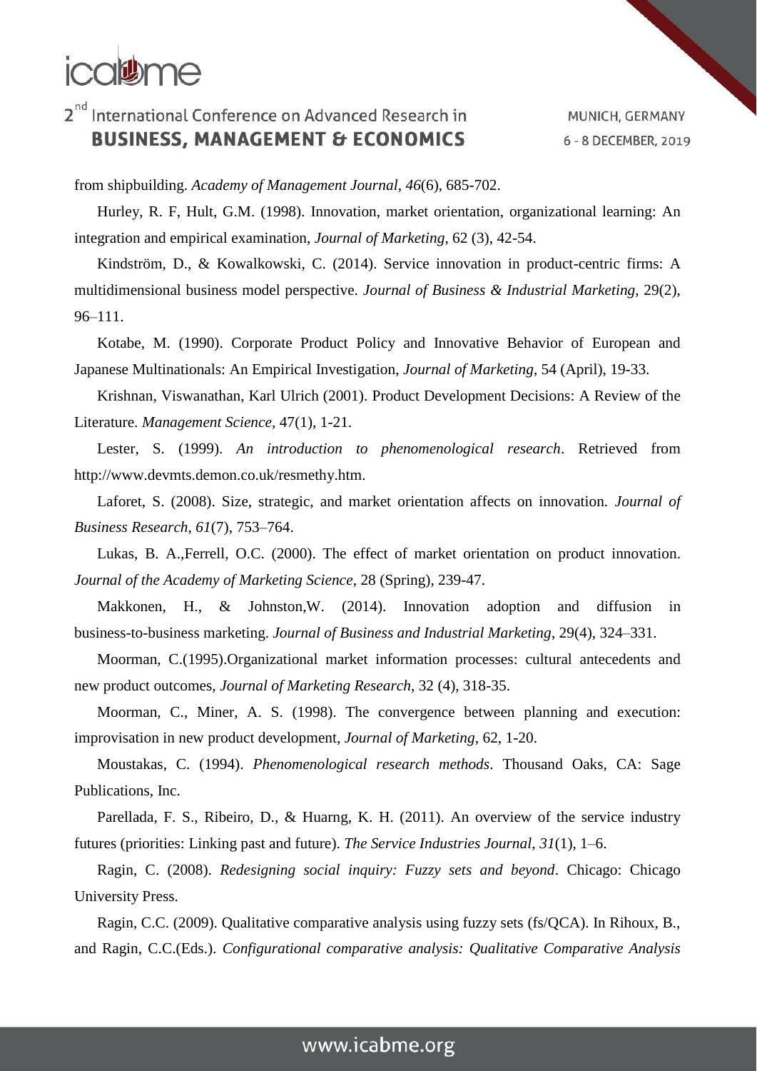from shipbuilding. *Academy of Management Journal*, *46*(6), 685-702.

Hurley, R. F, Hult, G.M. (1998). Innovation, market orientation, organizational learning: An integration and empirical examination, *Journal of Marketing*, 62 (3), 42-54.

Kindström, D., & Kowalkowski, C. (2014). Service innovation in product-centric firms: A multidimensional business model perspective. *Journal of Business & Industrial Marketing*, 29(2), 96–111.

Kotabe, M. (1990). Corporate Product Policy and Innovative Behavior of European and Japanese Multinationals: An Empirical Investigation, *Journal of Marketing*, 54 (April), 19-33.

Krishnan, Viswanathan, Karl Ulrich (2001). Product Development Decisions: A Review of the Literature. *Management Science*, 47(1), 1-21.

Lester, S. (1999). *An introduction to phenomenological research*. Retrieved from http://www.devmts.demon.co.uk/resmethy.htm.

Laforet, S. (2008). Size, strategic, and market orientation affects on innovation. *Journal of Business Research*, *61*(7), 753–764.

Lukas, B. A.,Ferrell, O.C. (2000). The effect of market orientation on product innovation. *Journal of the Academy of Marketing Science*, 28 (Spring), 239-47.

Makkonen, H., & Johnston,W. (2014). Innovation adoption and diffusion in business-to-business marketing. *Journal of Business and Industrial Marketing*, 29(4), 324–331.

Moorman, C.(1995).Organizational market information processes: cultural antecedents and new product outcomes, *Journal of Marketing Research*, 32 (4), 318-35.

Moorman, C., Miner, A. S. (1998). The convergence between planning and execution: improvisation in new product development, *Journal of Marketing*, 62, 1-20.

Moustakas, C. (1994). *Phenomenological research methods*. Thousand Oaks, CA: Sage Publications, Inc.

Parellada, F. S., Ribeiro, D., & Huarng, K. H. (2011). An overview of the service industry futures (priorities: Linking past and future). *The Service Industries Journal*, *31*(1), 1–6.

Ragin, C. (2008). *Redesigning social inquiry: Fuzzy sets and beyond*. Chicago: Chicago University Press.

Ragin, C.C. (2009). Qualitative comparative analysis using fuzzy sets (fs/QCA). In Rihoux, B., and Ragin, C.C.(Eds.). *Configurational comparative analysis: Qualitative Comparative Analysis*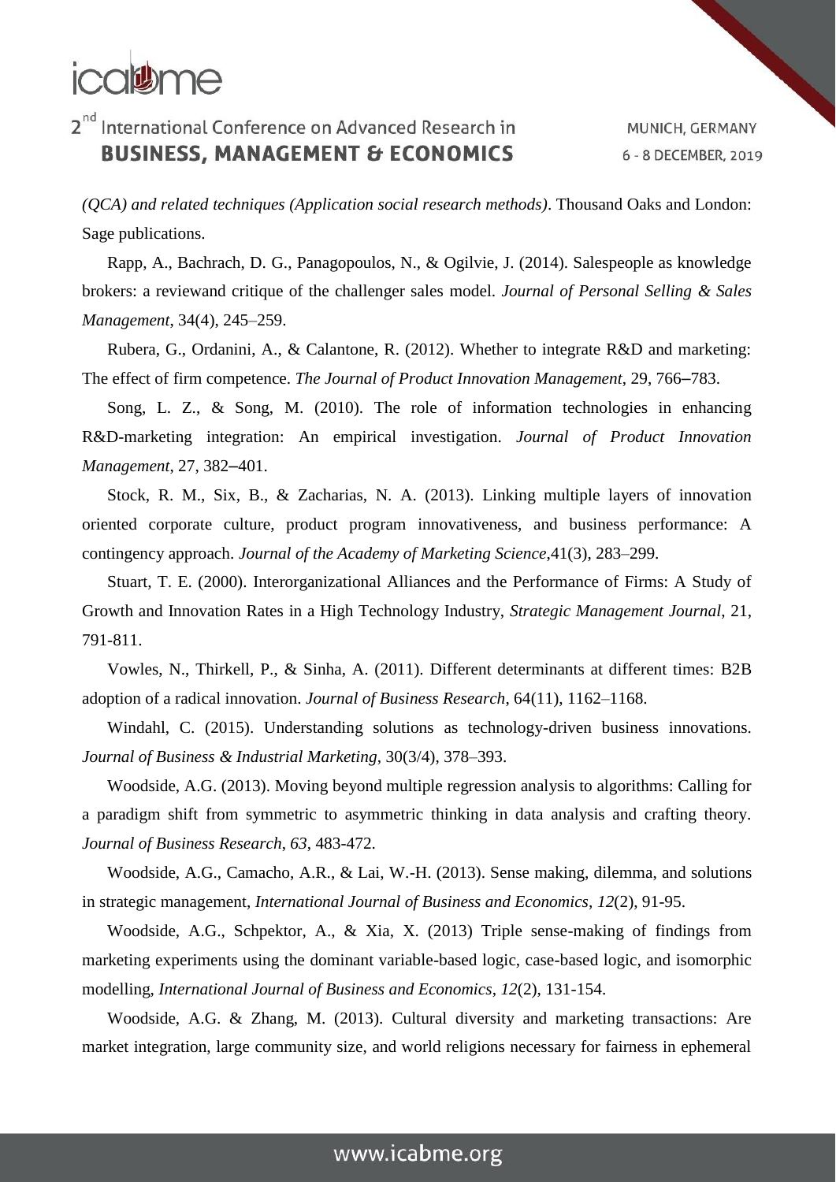*(QCA) and related techniques (Application social research methods)*. Thousand Oaks and London: Sage publications.

Rapp, A., Bachrach, D. G., Panagopoulos, N., & Ogilvie, J. (2014). Salespeople as knowledge brokers: a reviewand critique of the challenger sales model. *Journal of Personal Selling & Sales Management*, 34(4), 245–259.

Rubera, G., Ordanini, A., & Calantone, R. (2012). Whether to integrate R&D and marketing: The effect of firm competence. *The Journal of Product Innovation Management*, 29, 766–783.

Song, L. Z., & Song, M. (2010). The role of information technologies in enhancing R&D-marketing integration: An empirical investigation. *Journal of Product Innovation Management*, 27, 382–401.

Stock, R. M., Six, B., & Zacharias, N. A. (2013). Linking multiple layers of innovation oriented corporate culture, product program innovativeness, and business performance: A contingency approach. *Journal of the Academy of Marketing Science*,41(3), 283–299.

Stuart, T. E. (2000). Interorganizational Alliances and the Performance of Firms: A Study of Growth and Innovation Rates in a High Technology Industry, *Strategic Management Journal*, 21, 791-811.

Vowles, N., Thirkell, P., & Sinha, A. (2011). Different determinants at different times: B2B adoption of a radical innovation. *Journal of Business Research*, 64(11), 1162–1168.

Windahl, C. (2015). Understanding solutions as technology-driven business innovations. *Journal of Business & Industrial Marketing*, 30(3/4), 378–393.

Woodside, A.G. (2013). Moving beyond multiple regression analysis to algorithms: Calling for a paradigm shift from symmetric to asymmetric thinking in data analysis and crafting theory. *Journal of Business Research*, *63*, 483-472.

Woodside, A.G., Camacho, A.R., & Lai, W.-H. (2013). Sense making, dilemma, and solutions in strategic management, *International Journal of Business and Economics*, *12*(2), 91-95.

Woodside, A.G., Schpektor, A., & Xia, X. (2013) Triple sense-making of findings from marketing experiments using the dominant variable-based logic, case-based logic, and isomorphic modelling, *International Journal of Business and Economics*, *12*(2), 131-154.

Woodside, A.G. & Zhang, M. (2013). Cultural diversity and marketing transactions: Are market integration, large community size, and world religions necessary for fairness in ephemeral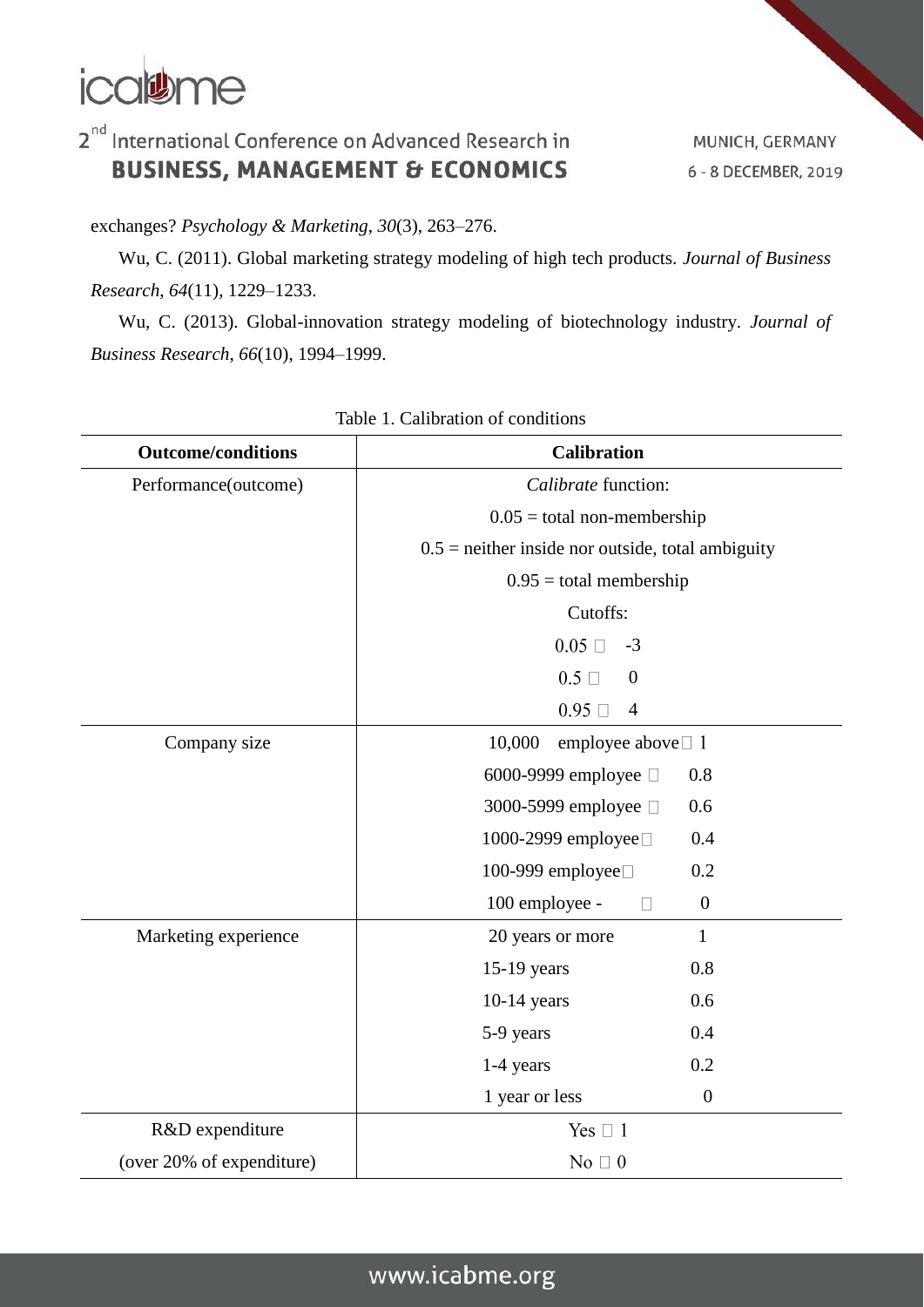exchanges? *Psychology & Marketing*, *30*(3), 263–276.

Wu, C. (2011). Global marketing strategy modeling of high tech products. *Journal of Business Research*, *64*(11), 1229–1233.

Wu, C. (2013). Global-innovation strategy modeling of biotechnology industry. *Journal of Business Research*, *66*(10), 1994–1999.

Table 1. Calibration of conditions

| **Outcome/conditions** | **Calibration** |
|---|---|
| Performance(outcome) | *Calibrate* function:<br>0.05 = total non-membership<br>0.5 = neither inside nor outside, total ambiguity<br>0.95 = total membership<br>Cutoffs:<br>0.05 □ -3<br>0.5 □ 0<br>0.95 □ 4 |
| Company size | 10,000 employee above □ 1<br>6000-9999 employee □ 0.8<br>3000-5999 employee □ 0.6<br>1000-2999 employee □ 0.4<br>100-999 employee □ 0.2<br>100 employee - □ 0 |
| Marketing experience | 20 years or more 1<br>15-19 years 0.8<br>10-14 years 0.6<br>5-9 years 0.4<br>1-4 years 0.2<br>1 year or less 0 |
| R&D expenditure<br>(over 20% of expenditure) | Yes □ 1<br>No □ 0 |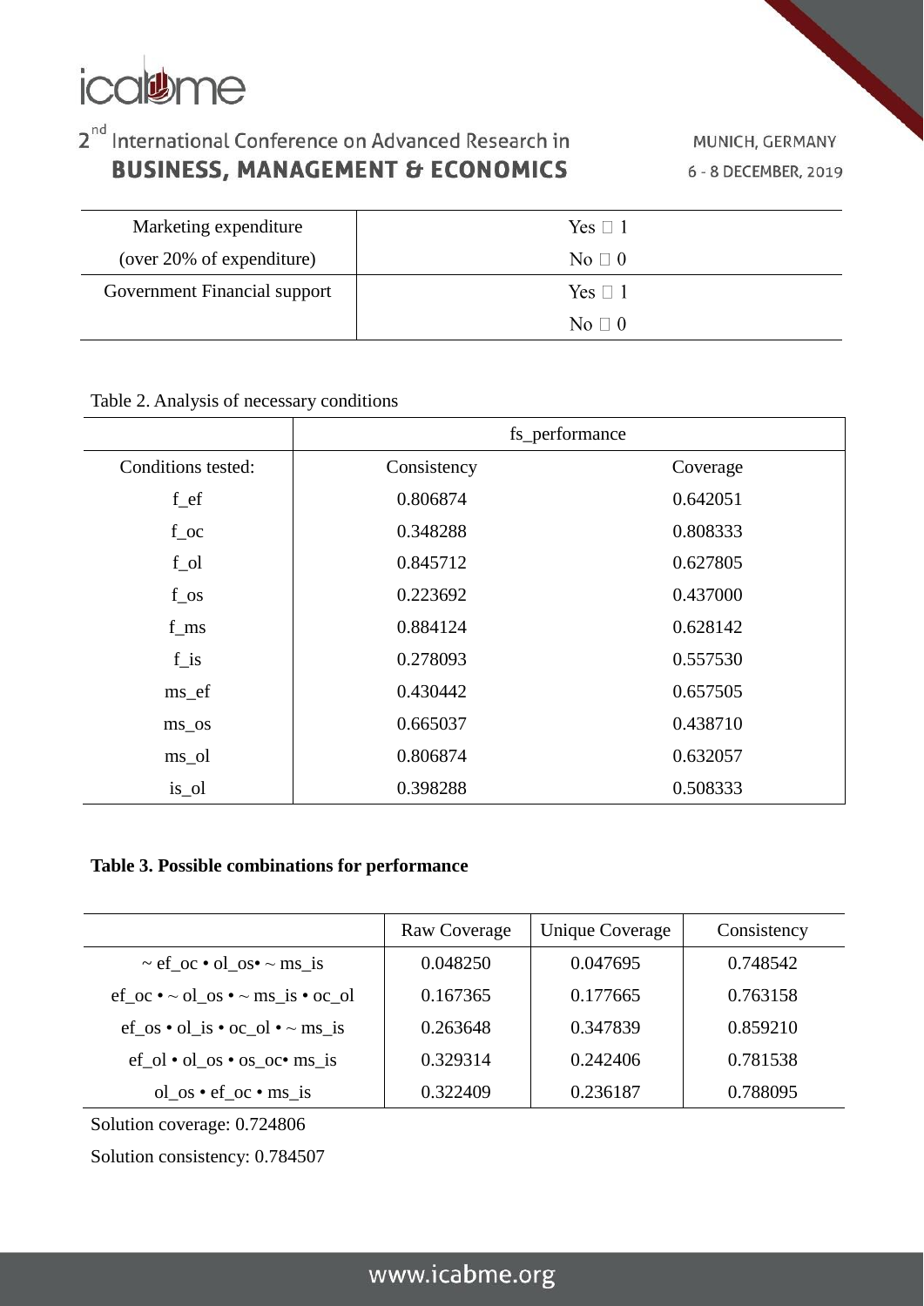| Marketing expenditure (over 20% of expenditure) | Yes  1<br>No  0 |
|---|---|
| Government Financial support | Yes  1<br>No  0 |

Table 2. Analysis of necessary conditions

| | fs_performance | |
|---|---|---|
| Conditions tested: | Consistency | Coverage |
| f_ef | 0.806874 | 0.642051 |
| f_oc | 0.348288 | 0.808333 |
| f_ol | 0.845712 | 0.627805 |
| f_os | 0.223692 | 0.437000 |
| f_ms | 0.884124 | 0.628142 |
| f_is | 0.278093 | 0.557530 |
| ms_ef | 0.430442 | 0.657505 |
| ms_os | 0.665037 | 0.438710 |
| ms_ol | 0.806874 | 0.632057 |
| is_ol | 0.398288 | 0.508333 |

**Table 3. Possible combinations for performance**

| | Raw Coverage | Unique Coverage | Consistency |
|---|---|---|---|
| ~ ef_oc • ol_os• ~ ms_is | 0.048250 | 0.047695 | 0.748542 |
| ef_oc • ~ ol_os • ~ ms_is • oc_ol | 0.167365 | 0.177665 | 0.763158 |
| ef_os • ol_is • oc_ol • ~ ms_is | 0.263648 | 0.347839 | 0.859210 |
| ef_ol • ol_os • os_oc• ms_is | 0.329314 | 0.242406 | 0.781538 |
| ol_os • ef_oc • ms_is | 0.322409 | 0.236187 | 0.788095 |

Solution coverage: 0.724806

Solution consistency: 0.784507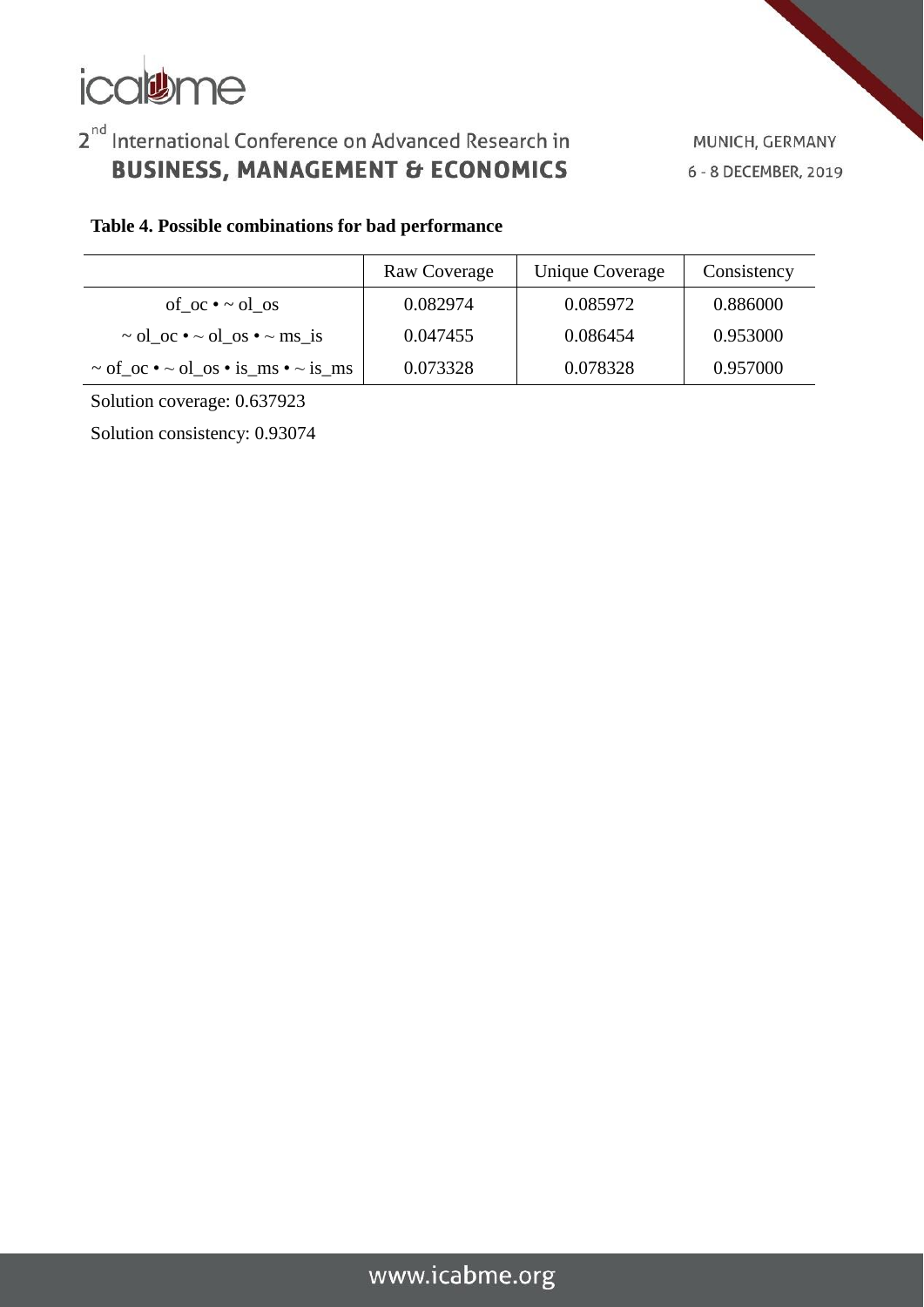**Table 4. Possible combinations for bad performance**

| | Raw Coverage | Unique Coverage | Consistency |
|---|---|---|---|
| of_oc • ~ ol_os | 0.082974 | 0.085972 | 0.886000 |
| ~ ol_oc • ~ ol_os • ~ ms_is | 0.047455 | 0.086454 | 0.953000 |
| ~ of_oc • ~ ol_os • is_ms • ~ is_ms | 0.073328 | 0.078328 | 0.957000 |

Solution coverage: 0.637923

Solution consistency: 0.93074